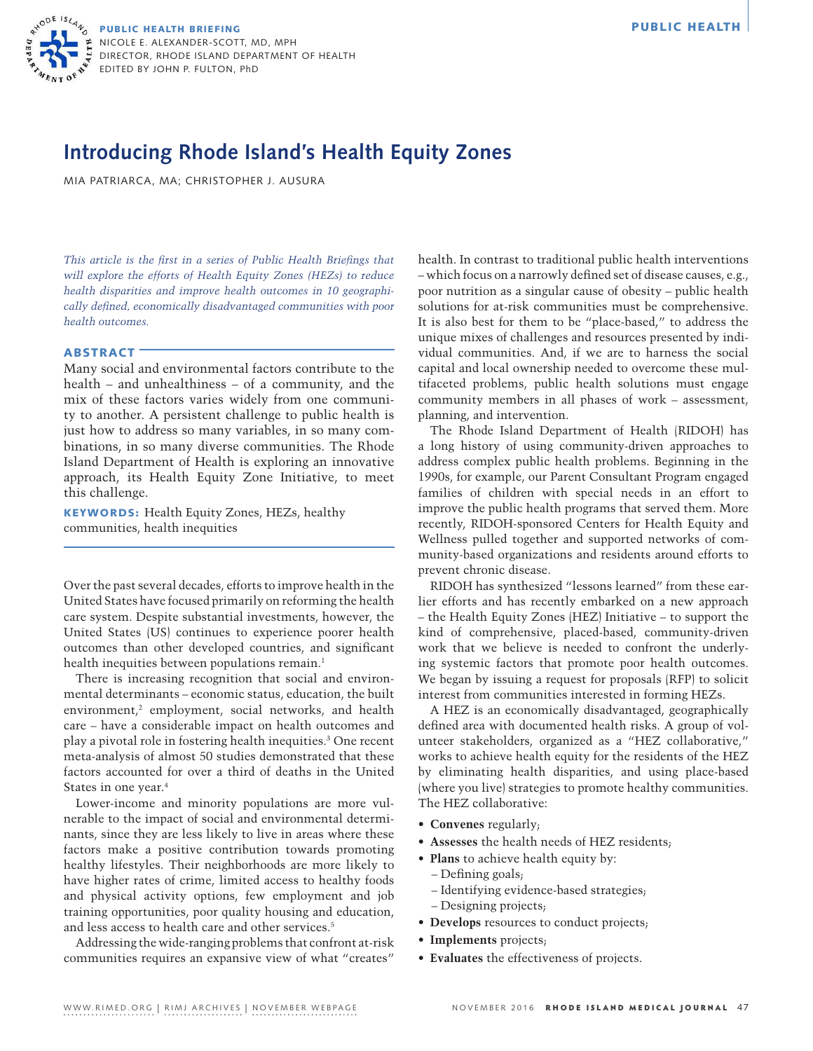PUBLIC HEALTH BRIEFING
NICOLE E. ALEXANDER-SCOTT, MD, MPH
DIRECTOR, RHODE ISLAND DEPARTMENT OF HEALTH
EDITED BY JOHN P. FULTON, PhD

# Introducing Rhode Island's Health Equity Zones

MIA PATRIARCA, MA; CHRISTOPHER J. AUSURA

*This article is the first in a series of Public Health Briefings that will explore the efforts of Health Equity Zones (HEZs) to reduce health disparities and improve health outcomes in 10 geographically defined, economically disadvantaged communities with poor health outcomes.*

## ABSTRACT

Many social and environmental factors contribute to the health – and unhealthiness – of a community, and the mix of these factors varies widely from one community to another. A persistent challenge to public health is just how to address so many variables, in so many combinations, in so many diverse communities. The Rhode Island Department of Health is exploring an innovative approach, its Health Equity Zone Initiative, to meet this challenge.

**KEYWORDS:** Health Equity Zones, HEZs, healthy communities, health inequities

Over the past several decades, efforts to improve health in the United States have focused primarily on reforming the health care system. Despite substantial investments, however, the United States (US) continues to experience poorer health outcomes than other developed countries, and significant health inequities between populations remain.[1]

There is increasing recognition that social and environmental determinants – economic status, education, the built environment,[2] employment, social networks, and health care – have a considerable impact on health outcomes and play a pivotal role in fostering health inequities.[3] One recent meta-analysis of almost 50 studies demonstrated that these factors accounted for over a third of deaths in the United States in one year.[4]

Lower-income and minority populations are more vulnerable to the impact of social and environmental determinants, since they are less likely to live in areas where these factors make a positive contribution towards promoting healthy lifestyles. Their neighborhoods are more likely to have higher rates of crime, limited access to healthy foods and physical activity options, few employment and job training opportunities, poor quality housing and education, and less access to health care and other services.[5]

Addressing the wide-ranging problems that confront at-risk communities requires an expansive view of what "creates" health. In contrast to traditional public health interventions – which focus on a narrowly defined set of disease causes, e.g., poor nutrition as a singular cause of obesity – public health solutions for at-risk communities must be comprehensive. It is also best for them to be "place-based," to address the unique mixes of challenges and resources presented by individual communities. And, if we are to harness the social capital and local ownership needed to overcome these multifaceted problems, public health solutions must engage community members in all phases of work – assessment, planning, and intervention.

The Rhode Island Department of Health (RIDOH) has a long history of using community-driven approaches to address complex public health problems. Beginning in the 1990s, for example, our Parent Consultant Program engaged families of children with special needs in an effort to improve the public health programs that served them. More recently, RIDOH-sponsored Centers for Health Equity and Wellness pulled together and supported networks of community-based organizations and residents around efforts to prevent chronic disease.

RIDOH has synthesized "lessons learned" from these earlier efforts and has recently embarked on a new approach – the Health Equity Zones (HEZ) Initiative – to support the kind of comprehensive, placed-based, community-driven work that we believe is needed to confront the underlying systemic factors that promote poor health outcomes. We began by issuing a request for proposals (RFP) to solicit interest from communities interested in forming HEZs.

A HEZ is an economically disadvantaged, geographically defined area with documented health risks. A group of volunteer stakeholders, organized as a "HEZ collaborative," works to achieve health equity for the residents of the HEZ by eliminating health disparities, and using place-based (where you live) strategies to promote healthy communities. The HEZ collaborative:

- **Convenes** regularly;
- **Assesses** the health needs of HEZ residents;
- **Plans** to achieve health equity by:
  - Defining goals;
  - Identifying evidence-based strategies;
  - Designing projects;
- **Develops** resources to conduct projects;
- **Implements** projects;
- **Evaluates** the effectiveness of projects.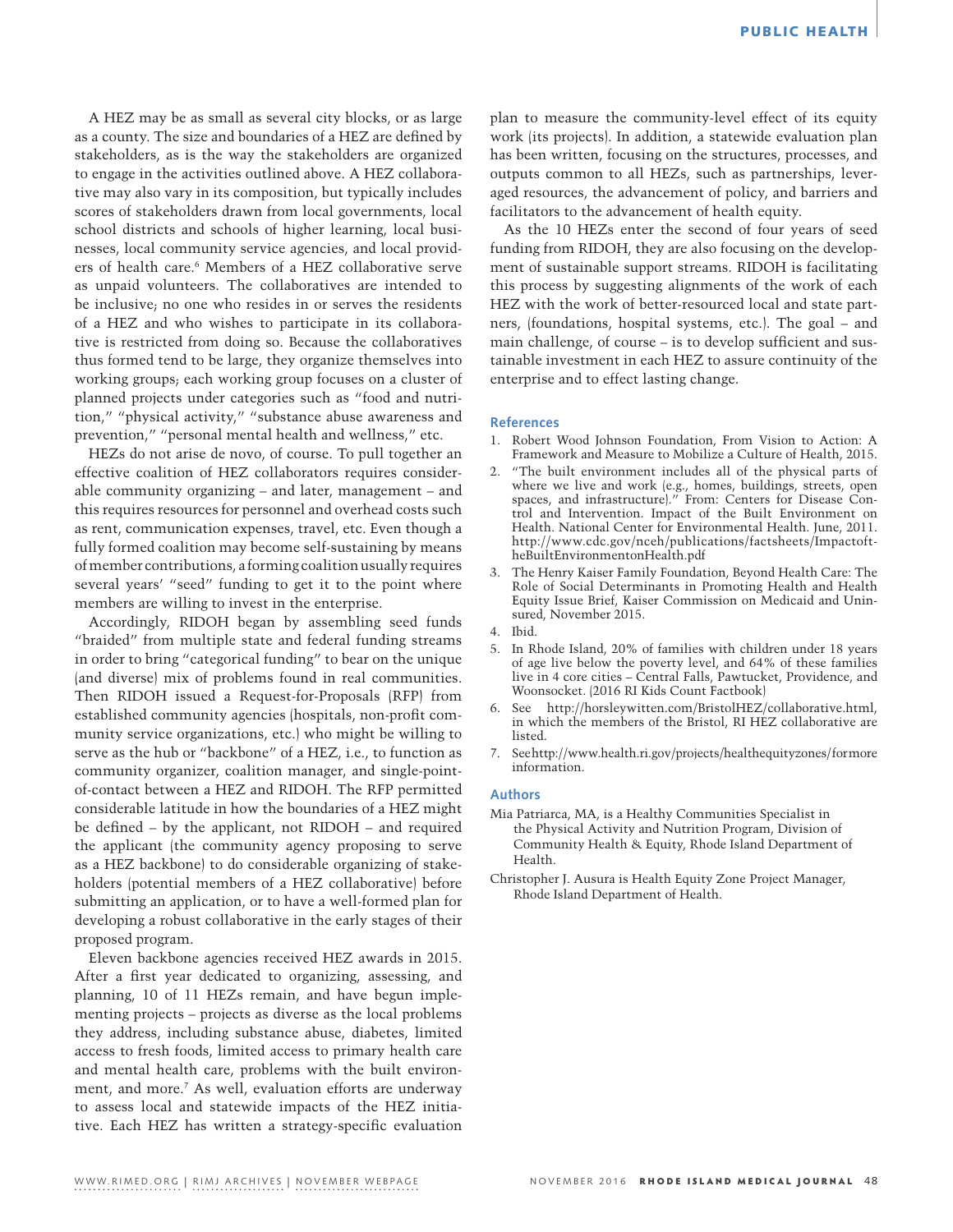A HEZ may be as small as several city blocks, or as large as a county. The size and boundaries of a HEZ are defined by stakeholders, as is the way the stakeholders are organized to engage in the activities outlined above. A HEZ collaborative may also vary in its composition, but typically includes scores of stakeholders drawn from local governments, local school districts and schools of higher learning, local businesses, local community service agencies, and local providers of health care.[6] Members of a HEZ collaborative serve as unpaid volunteers. The collaboratives are intended to be inclusive; no one who resides in or serves the residents of a HEZ and who wishes to participate in its collaborative is restricted from doing so. Because the collaboratives thus formed tend to be large, they organize themselves into working groups; each working group focuses on a cluster of planned projects under categories such as "food and nutrition," "physical activity," "substance abuse awareness and prevention," "personal mental health and wellness," etc.

HEZs do not arise de novo, of course. To pull together an effective coalition of HEZ collaborators requires considerable community organizing – and later, management – and this requires resources for personnel and overhead costs such as rent, communication expenses, travel, etc. Even though a fully formed coalition may become self-sustaining by means of member contributions, a forming coalition usually requires several years' "seed" funding to get it to the point where members are willing to invest in the enterprise.

Accordingly, RIDOH began by assembling seed funds "braided" from multiple state and federal funding streams in order to bring "categorical funding" to bear on the unique (and diverse) mix of problems found in real communities. Then RIDOH issued a Request-for-Proposals (RFP) from established community agencies (hospitals, non-profit community service organizations, etc.) who might be willing to serve as the hub or "backbone" of a HEZ, i.e., to function as community organizer, coalition manager, and single-point-of-contact between a HEZ and RIDOH. The RFP permitted considerable latitude in how the boundaries of a HEZ might be defined – by the applicant, not RIDOH – and required the applicant (the community agency proposing to serve as a HEZ backbone) to do considerable organizing of stakeholders (potential members of a HEZ collaborative) before submitting an application, or to have a well-formed plan for developing a robust collaborative in the early stages of their proposed program.

Eleven backbone agencies received HEZ awards in 2015. After a first year dedicated to organizing, assessing, and planning, 10 of 11 HEZs remain, and have begun implementing projects – projects as diverse as the local problems they address, including substance abuse, diabetes, limited access to fresh foods, limited access to primary health care and mental health care, problems with the built environment, and more.[7] As well, evaluation efforts are underway to assess local and statewide impacts of the HEZ initiative. Each HEZ has written a strategy-specific evaluation plan to measure the community-level effect of its equity work (its projects). In addition, a statewide evaluation plan has been written, focusing on the structures, processes, and outputs common to all HEZs, such as partnerships, leveraged resources, the advancement of policy, and barriers and facilitators to the advancement of health equity.

As the 10 HEZs enter the second of four years of seed funding from RIDOH, they are also focusing on the development of sustainable support streams. RIDOH is facilitating this process by suggesting alignments of the work of each HEZ with the work of better-resourced local and state partners, (foundations, hospital systems, etc.). The goal – and main challenge, of course – is to develop sufficient and sustainable investment in each HEZ to assure continuity of the enterprise and to effect lasting change.

## References

1. Robert Wood Johnson Foundation, From Vision to Action: A Framework and Measure to Mobilize a Culture of Health, 2015.
2. "The built environment includes all of the physical parts of where we live and work (e.g., homes, buildings, streets, open spaces, and infrastructure)." From: Centers for Disease Control and Intervention. Impact of the Built Environment on Health. National Center for Environmental Health. June, 2011. http://www.cdc.gov/nceh/publications/factsheets/ImpactoftheBuiltEnvironmentonHealth.pdf
3. The Henry Kaiser Family Foundation, Beyond Health Care: The Role of Social Determinants in Promoting Health and Health Equity Issue Brief, Kaiser Commission on Medicaid and Uninsured, November 2015.
4. Ibid.
5. In Rhode Island, 20% of families with children under 18 years of age live below the poverty level, and 64% of these families live in 4 core cities – Central Falls, Pawtucket, Providence, and Woonsocket. (2016 RI Kids Count Factbook)
6. See http://horsleywitten.com/BristolHEZ/collaborative.html, in which the members of the Bristol, RI HEZ collaborative are listed.
7. Seehttp://www.health.ri.gov/projects/healthequityzones/formore information.

## Authors

Mia Patriarca, MA, is a Healthy Communities Specialist in the Physical Activity and Nutrition Program, Division of Community Health & Equity, Rhode Island Department of Health.

Christopher J. Ausura is Health Equity Zone Project Manager, Rhode Island Department of Health.